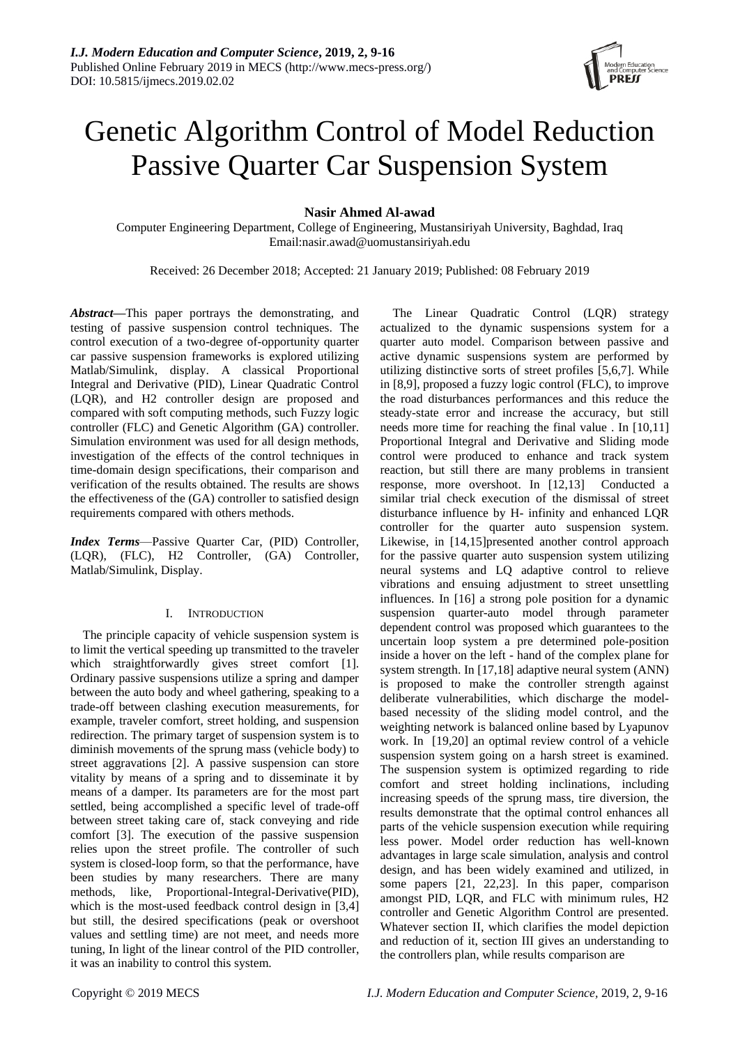# Genetic Algorithm Control of Model Reduction Passive Quarter Car Suspension System

**Nasir Ahmed Al-awad**

Computer Engineering Department, College of Engineering, Mustansiriyah University, Baghdad, Iraq
Email:nasir.awad@uomustansiriyah.edu

Received: 26 December 2018; Accepted: 21 January 2019; Published: 08 February 2019

***Abstract*—**This paper portrays the demonstrating, and testing of passive suspension control techniques. The control execution of a two-degree of-opportunity quarter car passive suspension frameworks is explored utilizing Matlab/Simulink, display. A classical Proportional Integral and Derivative (PID), Linear Quadratic Control (LQR), and H2 controller design are proposed and compared with soft computing methods, such Fuzzy logic controller (FLC) and Genetic Algorithm (GA) controller. Simulation environment was used for all design methods, investigation of the effects of the control techniques in time-domain design specifications, their comparison and verification of the results obtained. The results are shows the effectiveness of the (GA) controller to satisfied design requirements compared with others methods.

***Index Terms*—**Passive Quarter Car, (PID) Controller, (LQR), (FLC), H2 Controller, (GA) Controller, Matlab/Simulink, Display.

## I. Introduction

The principle capacity of vehicle suspension system is to limit the vertical speeding up transmitted to the traveler which straightforwardly gives street comfort [1]. Ordinary passive suspensions utilize a spring and damper between the auto body and wheel gathering, speaking to a trade-off between clashing execution measurements, for example, traveler comfort, street holding, and suspension redirection. The primary target of suspension system is to diminish movements of the sprung mass (vehicle body) to street aggravations [2]. A passive suspension can store vitality by means of a spring and to disseminate it by means of a damper. Its parameters are for the most part settled, being accomplished a specific level of trade-off between street taking care of, stack conveying and ride comfort [3]. The execution of the passive suspension relies upon the street profile. The controller of such system is closed-loop form, so that the performance, have been studies by many researchers. There are many methods, like, Proportional-Integral-Derivative(PID), which is the most-used feedback control design in [3,4] but still, the desired specifications (peak or overshoot values and settling time) are not meet, and needs more tuning, In light of the linear control of the PID controller, it was an inability to control this system.

The Linear Quadratic Control (LQR) strategy actualized to the dynamic suspensions system for a quarter auto model. Comparison between passive and active dynamic suspensions system are performed by utilizing distinctive sorts of street profiles [5,6,7]. While in [8,9], proposed a fuzzy logic control (FLC), to improve the road disturbances performances and this reduce the steady-state error and increase the accuracy, but still needs more time for reaching the final value . In [10,11] Proportional Integral and Derivative and Sliding mode control were produced to enhance and track system reaction, but still there are many problems in transient response, more overshoot. In [12,13] Conducted a similar trial check execution of the dismissal of street disturbance influence by H- infinity and enhanced LQR controller for the quarter auto suspension system. Likewise, in [14,15]presented another control approach for the passive quarter auto suspension system utilizing neural systems and LQ adaptive control to relieve vibrations and ensuing adjustment to street unsettling influences. In [16] a strong pole position for a dynamic suspension quarter-auto model through parameter dependent control was proposed which guarantees to the uncertain loop system a pre determined pole-position inside a hover on the left - hand of the complex plane for system strength. In [17,18] adaptive neural system (ANN) is proposed to make the controller strength against deliberate vulnerabilities, which discharge the model-based necessity of the sliding model control, and the weighting network is balanced online based by Lyapunov work. In [19,20] an optimal review control of a vehicle suspension system going on a harsh street is examined. The suspension system is optimized regarding to ride comfort and street holding inclinations, including increasing speeds of the sprung mass, tire diversion, the results demonstrate that the optimal control enhances all parts of the vehicle suspension execution while requiring less power. Model order reduction has well-known advantages in large scale simulation, analysis and control design, and has been widely examined and utilized, in some papers [21, 22,23]. In this paper, comparison amongst PID, LQR, and FLC with minimum rules, H2 controller and Genetic Algorithm Control are presented. Whatever section II, which clarifies the model depiction and reduction of it, section III gives an understanding to the controllers plan, while results comparison are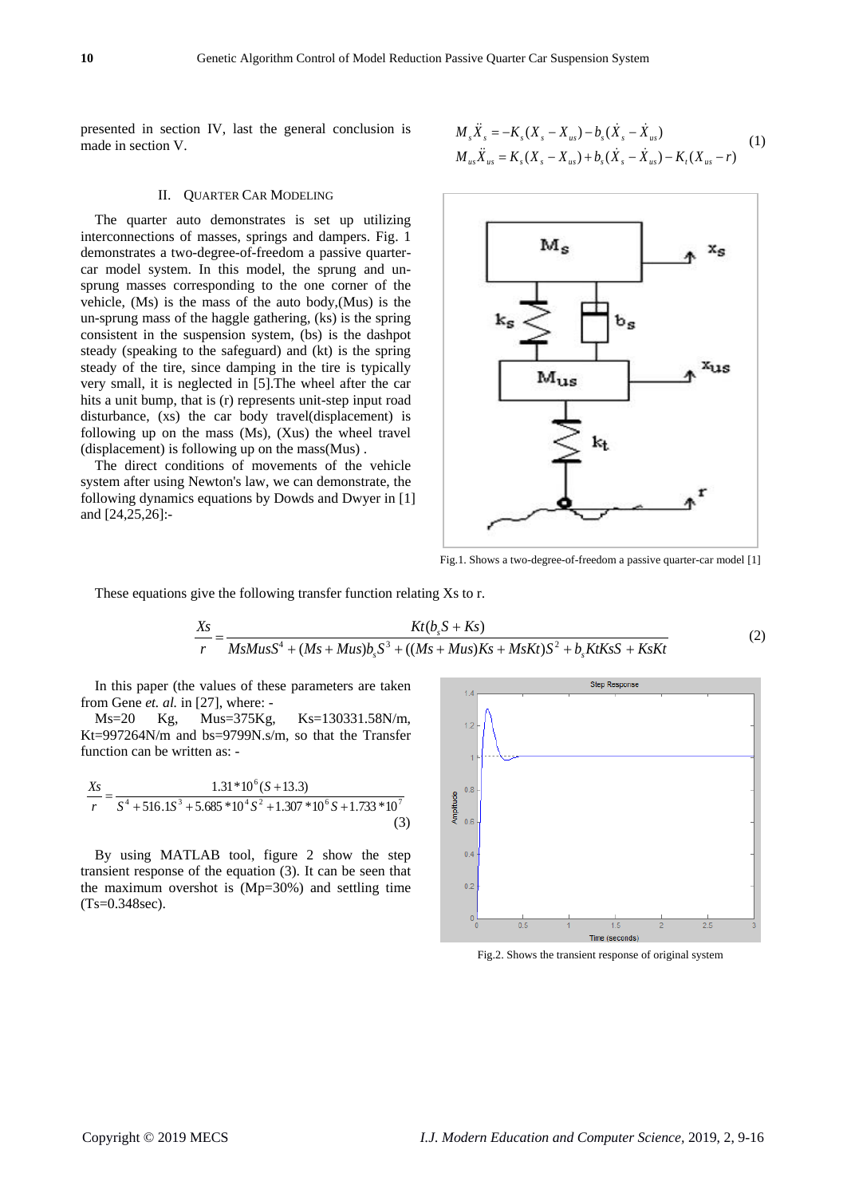presented in section IV, last the general conclusion is made in section V.

## II. QUARTER CAR MODELING

The quarter auto demonstrates is set up utilizing interconnections of masses, springs and dampers. Fig. 1 demonstrates a two-degree-of-freedom a passive quarter-car model system. In this model, the sprung and un-sprung masses corresponding to the one corner of the vehicle, (Ms) is the mass of the auto body,(Mus) is the un-sprung mass of the haggle gathering, (ks) is the spring consistent in the suspension system, (bs) is the dashpot steady (speaking to the safeguard) and (kt) is the spring steady of the tire, since damping in the tire is typically very small, it is neglected in [5].The wheel after the car hits a unit bump, that is (r) represents unit-step input road disturbance, (xs) the car body travel(displacement) is following up on the mass (Ms), (Xus) the wheel travel (displacement) is following up on the mass(Mus) .

The direct conditions of movements of the vehicle system after using Newton's law, we can demonstrate, the following dynamics equations by Dowds and Dwyer in [1] and [24,25,26]:-

$$
\begin{aligned}
M_s\ddot{X}_s &= -K_s(X_s - X_{us}) - b_s(\dot{X}_s - \dot{X}_{us}) \\
M_{us}\ddot{X}_{us} &= K_s(X_s - X_{us}) + b_s(\dot{X}_s - \dot{X}_{us}) - K_t(X_{us} - r)
\end{aligned} \tag{1}
$$

Fig.1. Shows a two-degree-of-freedom a passive quarter-car model [1]

These equations give the following transfer function relating Xs to r.

$$
\frac{Xs}{r} = \frac{Kt(b_sS + Ks)}{MsMusS^4 + (Ms + Mus)b_sS^3 + ((Ms + Mus)Ks + MsKt)S^2 + b_sKtKsS + KsKt} \tag{2}
$$

In this paper (the values of these parameters are taken from Gene *et. al.* in [27], where: -

Ms=20 Kg, Mus=375Kg, Ks=130331.58N/m, Kt=997264N/m and bs=9799N.s/m, so that the Transfer function can be written as: -

$$
\frac{Xs}{r} = \frac{1.31*10^6(S + 13.3)}{S^4 + 516.1S^3 + 5.685*10^4S^2 + 1.307*10^6S + 1.733*10^7} \tag{3}
$$

By using MATLAB tool, figure 2 show the step transient response of the equation (3). It can be seen that the maximum overshot is (Mp=30%) and settling time (Ts=0.348sec).

Fig.2. Shows the transient response of original system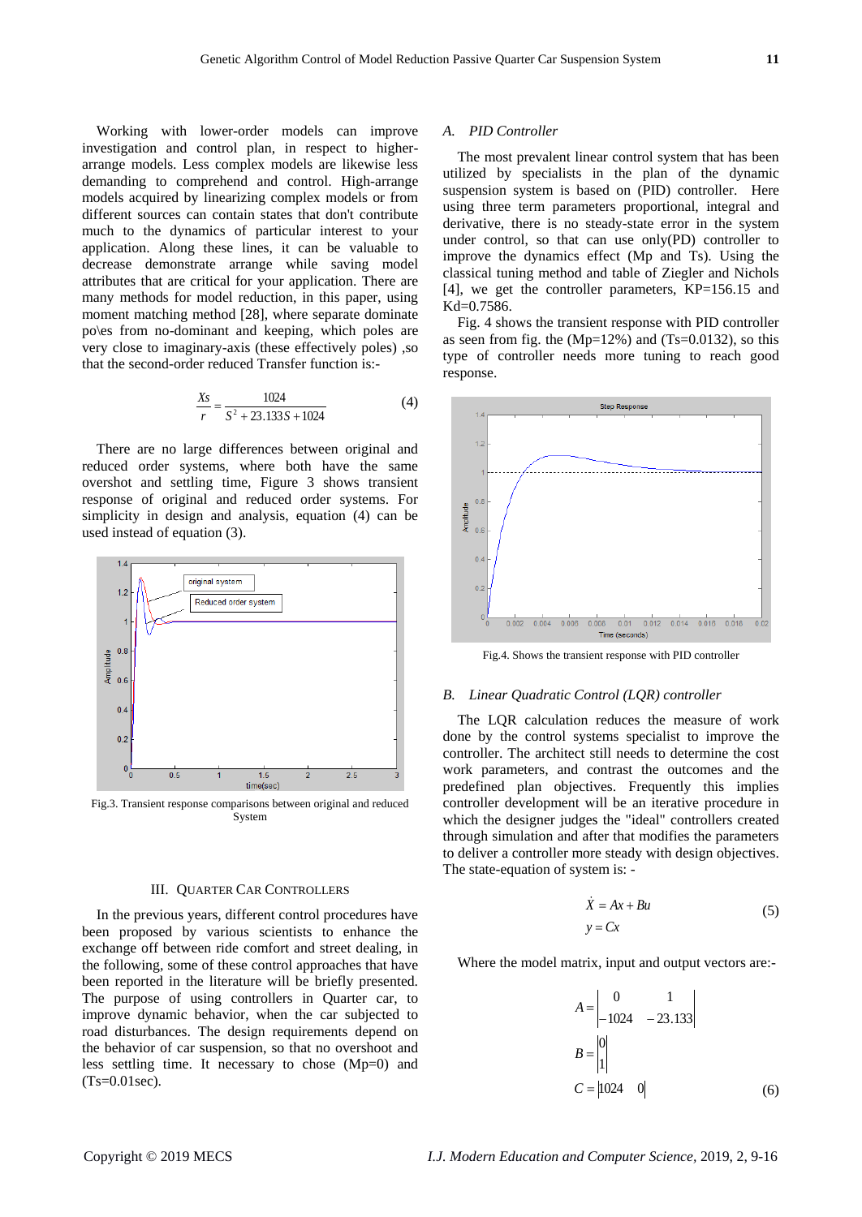Working with lower-order models can improve investigation and control plan, in respect to higher-arrange models. Less complex models are likewise less demanding to comprehend and control. High-arrange models acquired by linearizing complex models or from different sources can contain states that don't contribute much to the dynamics of particular interest to your application. Along these lines, it can be valuable to decrease demonstrate arrange while saving model attributes that are critical for your application. There are many methods for model reduction, in this paper, using moment matching method [28], where separate dominate po\es from no-dominant and keeping, which poles are very close to imaginary-axis (these effectively poles) ,so that the second-order reduced Transfer function is:-

$$\frac{Xs}{r} = \frac{1024}{S^2 + 23.133S + 1024} \tag{4}$$

There are no large differences between original and reduced order systems, where both have the same overshot and settling time, Figure 3 shows transient response of original and reduced order systems. For simplicity in design and analysis, equation (4) can be used instead of equation (3).

Fig.3. Transient response comparisons between original and reduced System

## III. QUARTER CAR CONTROLLERS

In the previous years, different control procedures have been proposed by various scientists to enhance the exchange off between ride comfort and street dealing, in the following, some of these control approaches that have been reported in the literature will be briefly presented. The purpose of using controllers in Quarter car, to improve dynamic behavior, when the car subjected to road disturbances. The design requirements depend on the behavior of car suspension, so that no overshoot and less settling time. It necessary to chose (Mp=0) and (Ts=0.01sec).

### *A. PID Controller*

The most prevalent linear control system that has been utilized by specialists in the plan of the dynamic suspension system is based on (PID) controller. Here using three term parameters proportional, integral and derivative, there is no steady-state error in the system under control, so that can use only(PD) controller to improve the dynamics effect (Mp and Ts). Using the classical tuning method and table of Ziegler and Nichols [4], we get the controller parameters, KP=156.15 and Kd=0.7586.

Fig. 4 shows the transient response with PID controller as seen from fig. the (Mp=12%) and (Ts=0.0132), so this type of controller needs more tuning to reach good response.

Fig.4. Shows the transient response with PID controller

### *B. Linear Quadratic Control (LQR) controller*

The LQR calculation reduces the measure of work done by the control systems specialist to improve the controller. The architect still needs to determine the cost work parameters, and contrast the outcomes and the predefined plan objectives. Frequently this implies controller development will be an iterative procedure in which the designer judges the "ideal" controllers created through simulation and after that modifies the parameters to deliver a controller more steady with design objectives. The state-equation of system is: -

$$\begin{aligned} \dot{X} &= Ax + Bu \\ y &= Cx \end{aligned} \tag{5}$$

Where the model matrix, input and output vectors are:-

$$A = \begin{vmatrix} 0 & 1 \\ -1024 & -23.133 \end{vmatrix}$$

$$B = \begin{vmatrix} 0 \\ 1 \end{vmatrix}$$

$$C = \begin{vmatrix} 1024 & 0 \end{vmatrix} \tag{6}$$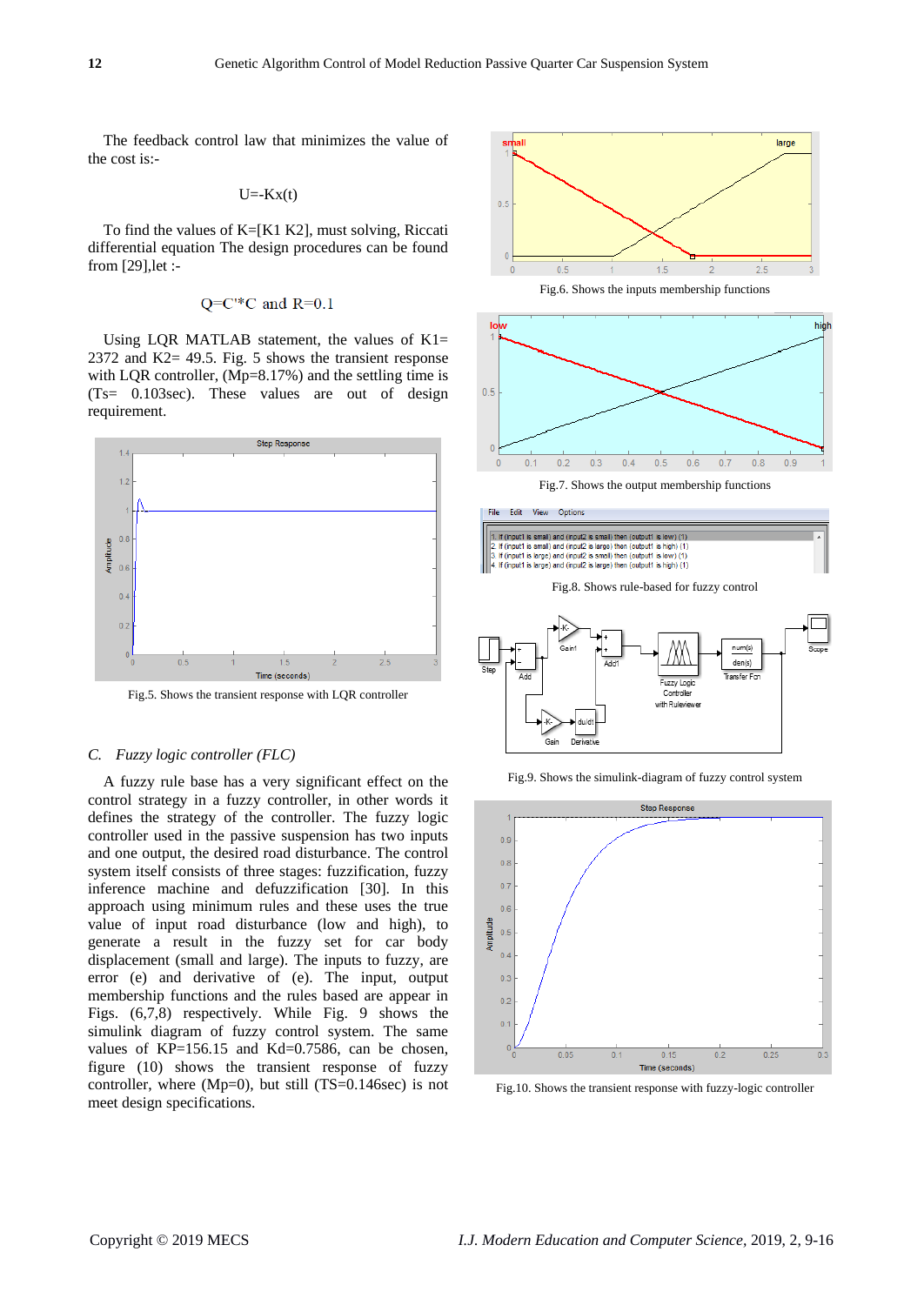The feedback control law that minimizes the value of the cost is:-

$$U=-Kx(t)$$

To find the values of K=[K1 K2], must solving, Riccati differential equation The design procedures can be found from [29],let :-

$$Q=C'*C \text{ and } R=0.1$$

Using LQR MATLAB statement, the values of K1= 2372 and K2= 49.5. Fig. 5 shows the transient response with LQR controller, (Mp=8.17%) and the settling time is (Ts= 0.103sec). These values are out of design requirement.

Fig.5. Shows the transient response with LQR controller

### C. *Fuzzy logic controller (FLC)*

A fuzzy rule base has a very significant effect on the control strategy in a fuzzy controller, in other words it defines the strategy of the controller. The fuzzy logic controller used in the passive suspension has two inputs and one output, the desired road disturbance. The control system itself consists of three stages: fuzzification, fuzzy inference machine and defuzzification [30]. In this approach using minimum rules and these uses the true value of input road disturbance (low and high), to generate a result in the fuzzy set for car body displacement (small and large). The inputs to fuzzy, are error (e) and derivative of (e). The input, output membership functions and the rules based are appear in Figs. (6,7,8) respectively. While Fig. 9 shows the simulink diagram of fuzzy control system. The same values of KP=156.15 and Kd=0.7586, can be chosen, figure (10) shows the transient response of fuzzy controller, where (Mp=0), but still (TS=0.146sec) is not meet design specifications.

Fig.6. Shows the inputs membership functions

Fig.7. Shows the output membership functions

Fig.8. Shows rule-based for fuzzy control

Fig.9. Shows the simulink-diagram of fuzzy control system

Fig.10. Shows the transient response with fuzzy-logic controller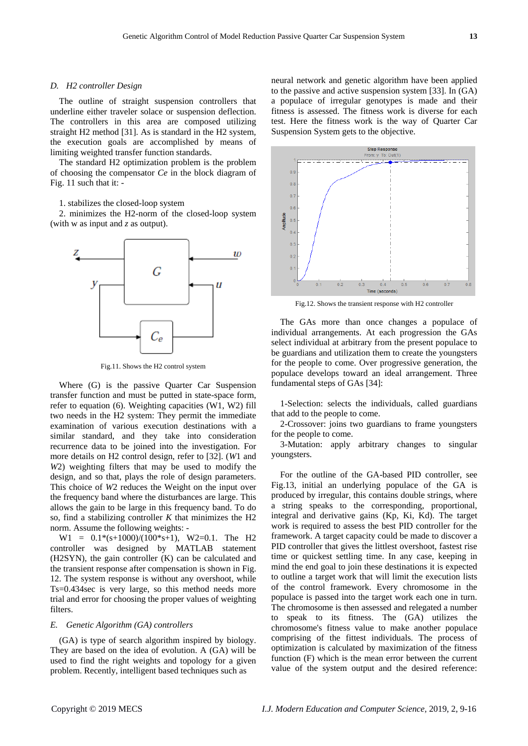### *D. H2 controller Design*

The outline of straight suspension controllers that underline either traveler solace or suspension deflection. The controllers in this area are composed utilizing straight H2 method [31]. As is standard in the H2 system, the execution goals are accomplished by means of limiting weighted transfer function standards.

The standard H2 optimization problem is the problem of choosing the compensator *Ce* in the block diagram of Fig. 11 such that it: -

1. stabilizes the closed-loop system
2. minimizes the H2-norm of the closed-loop system (with w as input and *z* as output).

Fig.11. Shows the H2 control system

Where (G) is the passive Quarter Car Suspension transfer function and must be putted in state-space form, refer to equation (6). Weighting capacities (W1, W2) fill two needs in the H2 system: They permit the immediate examination of various execution destinations with a similar standard, and they take into consideration recurrence data to be joined into the investigation. For more details on H2 control design, refer to [32]. (*W*1 and *W*2) weighting filters that may be used to modify the design, and so that, plays the role of design parameters. This choice of *W*2 reduces the Weight on the input over the frequency band where the disturbances are large. This allows the gain to be large in this frequency band. To do so, find a stabilizing controller *K* that minimizes the H2 norm. Assume the following weights: -

W1 = 0.1*(s+1000)/(100*s+1), W2=0.1. The H2 controller was designed by MATLAB statement (H2SYN), the gain controller (K) can be calculated and the transient response after compensation is shown in Fig. 12. The system response is without any overshoot, while Ts=0.434sec is very large, so this method needs more trial and error for choosing the proper values of weighting filters.

### *E. Genetic Algorithm (GA) controllers*

(GA) is type of search algorithm inspired by biology. They are based on the idea of evolution. A (GA) will be used to find the right weights and topology for a given problem. Recently, intelligent based techniques such as neural network and genetic algorithm have been applied to the passive and active suspension system [33]. In (GA) a populace of irregular genotypes is made and their fitness is assessed. The fitness work is diverse for each test. Here the fitness work is the way of Quarter Car Suspension System gets to the objective.

Fig.12. Shows the transient response with H2 controller

The GAs more than once changes a populace of individual arrangements. At each progression the GAs select individual at arbitrary from the present populace to be guardians and utilization them to create the youngsters for the people to come. Over progressive generation, the populace develops toward an ideal arrangement. Three fundamental steps of GAs [34]:

1-Selection: selects the individuals, called guardians that add to the people to come.

2-Crossover: joins two guardians to frame youngsters for the people to come.

3-Mutation: apply arbitrary changes to singular youngsters.

For the outline of the GA-based PID controller, see Fig.13, initial an underlying populace of the GA is produced by irregular, this contains double strings, where a string speaks to the corresponding, proportional, integral and derivative gains (Kp, Ki, Kd). The target work is required to assess the best PID controller for the framework. A target capacity could be made to discover a PID controller that gives the littlest overshoot, fastest rise time or quickest settling time. In any case, keeping in mind the end goal to join these destinations it is expected to outline a target work that will limit the execution lists of the control framework. Every chromosome in the populace is passed into the target work each one in turn. The chromosome is then assessed and relegated a number to speak to its fitness. The (GA) utilizes the chromosome's fitness value to make another populace comprising of the fittest individuals. The process of optimization is calculated by maximization of the fitness function (F) which is the mean error between the current value of the system output and the desired reference: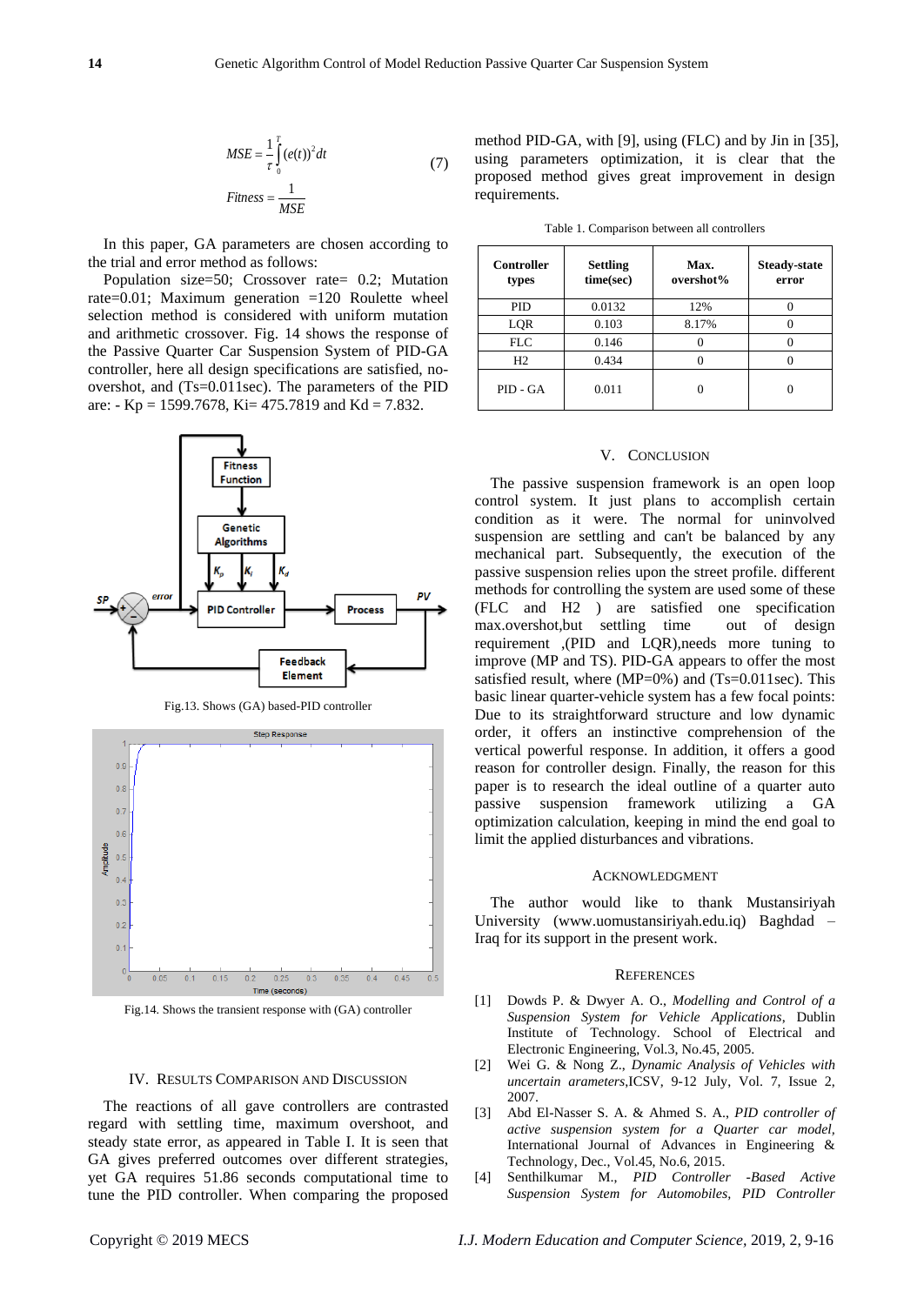$$MSE = \frac{1}{\tau}\int_0^{\tau}(e(t))^2 dt$$
$$Fitness = \frac{1}{MSE} \tag{7}$$

In this paper, GA parameters are chosen according to the trial and error method as follows:

Population size=50; Crossover rate= 0.2; Mutation rate=0.01; Maximum generation =120 Roulette wheel selection method is considered with uniform mutation and arithmetic crossover. Fig. 14 shows the response of the Passive Quarter Car Suspension System of PID-GA controller, here all design specifications are satisfied, no-overshot, and (Ts=0.011sec). The parameters of the PID are: - Kp = 1599.7678, Ki= 475.7819 and Kd = 7.832.

Fig.13. Shows (GA) based-PID controller

Fig.14. Shows the transient response with (GA) controller

## IV. Results Comparison and Discussion

The reactions of all gave controllers are contrasted regard with settling time, maximum overshoot, and steady state error, as appeared in Table I. It is seen that GA gives preferred outcomes over different strategies, yet GA requires 51.86 seconds computational time to tune the PID controller. When comparing the proposed method PID-GA, with [9], using (FLC) and by Jin in [35], using parameters optimization, it is clear that the proposed method gives great improvement in design requirements.

Table 1. Comparison between all controllers

| Controller types | Settling time(sec) | Max. overshot% | Steady-state error |
|---|---|---|---|
| PID | 0.0132 | 12% | 0 |
| LQR | 0.103 | 8.17% | 0 |
| FLC | 0.146 | 0 | 0 |
| H2 | 0.434 | 0 | 0 |
| PID - GA | 0.011 | 0 | 0 |

## V. Conclusion

The passive suspension framework is an open loop control system. It just plans to accomplish certain condition as it were. The normal for uninvolved suspension are settling and can't be balanced by any mechanical part. Subsequently, the execution of the passive suspension relies upon the street profile. different methods for controlling the system are used some of these (FLC and H2 ) are satisfied one specification max.overshot,but settling time out of design requirement ,(PID and LQR),needs more tuning to improve (MP and TS). PID-GA appears to offer the most satisfied result, where (MP=0%) and (Ts=0.011sec). This basic linear quarter-vehicle system has a few focal points: Due to its straightforward structure and low dynamic order, it offers an instinctive comprehension of the vertical powerful response. In addition, it offers a good reason for controller design. Finally, the reason for this paper is to research the ideal outline of a quarter auto passive suspension framework utilizing a GA optimization calculation, keeping in mind the end goal to limit the applied disturbances and vibrations.

## Acknowledgment

The author would like to thank Mustansiriyah University (www.uomustansiriyah.edu.iq) Baghdad – Iraq for its support in the present work.

## References

[1] Dowds P. & Dwyer A. O., *Modelling and Control of a Suspension System for Vehicle Applications*, Dublin Institute of Technology. School of Electrical and Electronic Engineering, Vol.3, No.45, 2005.

[2] Wei G. & Nong Z., *Dynamic Analysis of Vehicles with uncertain arameters*,ICSV, 9-12 July, Vol. 7, Issue 2, 2007.

[3] Abd El-Nasser S. A. & Ahmed S. A., *PID controller of active suspension system for a Quarter car model*, International Journal of Advances in Engineering & Technology, Dec., Vol.45, No.6, 2015.

[4] Senthilkumar M., *PID Controller -Based Active Suspension System for Automobiles, PID Controller*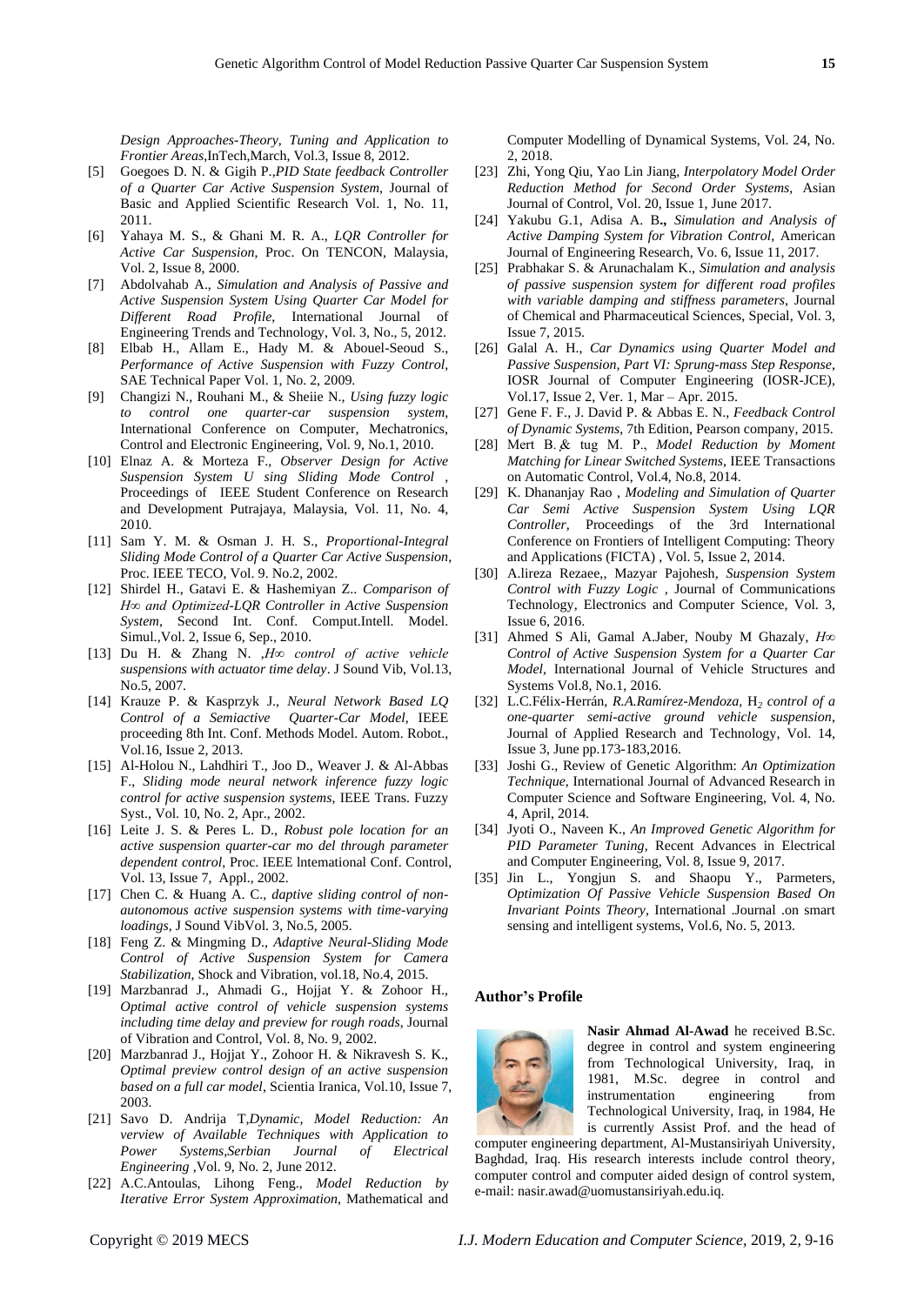*Design Approaches-Theory, Tuning and Application to Frontier Areas*,InTech,March, Vol.3, Issue 8, 2012.

[5] Goegoes D. N. & Gigih P.,*PID State feedback Controller of a Quarter Car Active Suspension System*, Journal of Basic and Applied Scientific Research Vol. 1, No. 11, 2011.

[6] Yahaya M. S., & Ghani M. R. A., *LQR Controller for Active Car Suspension*, Proc. On TENCON, Malaysia, Vol. 2, Issue 8, 2000.

[7] Abdolvahab A., *Simulation and Analysis of Passive and Active Suspension System Using Quarter Car Model for Different Road Profile*, International Journal of Engineering Trends and Technology, Vol. 3, No., 5, 2012.

[8] Elbab H., Allam E., Hady M. & Abouel-Seoud S., *Performance of Active Suspension with Fuzzy Control*, SAE Technical Paper Vol. 1, No. 2, 2009.

[9] Changizi N., Rouhani M., & Sheiie N., *Using fuzzy logic to control one quarter-car suspension system*, International Conference on Computer, Mechatronics, Control and Electronic Engineering, Vol. 9, No.1, 2010.

[10] Elnaz A. & Morteza F., *Observer Design for Active Suspension System U sing Sliding Mode Control* , Proceedings of IEEE Student Conference on Research and Development Putrajaya, Malaysia, Vol. 11, No. 4, 2010.

[11] Sam Y. M. & Osman J. H. S., *Proportional-Integral Sliding Mode Control of a Quarter Car Active Suspension*, Proc. IEEE TECO, Vol. 9. No.2, 2002.

[12] Shirdel H., Gatavi E. & Hashemiyan Z.. *Comparison of H∞ and Optimized-LQR Controller in Active Suspension System*, Second Int. Conf. Comput.Intell. Model. Simul.,Vol. 2, Issue 6, Sep., 2010.

[13] Du H. & Zhang N. ,*H∞ control of active vehicle suspensions with actuator time delay*. J Sound Vib, Vol.13, No.5, 2007.

[14] Krauze P. & Kasprzyk J., *Neural Network Based LQ Control of a Semiactive Quarter-Car Model*, IEEE proceeding 8th Int. Conf. Methods Model. Autom. Robot., Vol.16, Issue 2, 2013.

[15] Al-Holou N., Lahdhiri T., Joo D., Weaver J. & Al-Abbas F., *Sliding mode neural network inference fuzzy logic control for active suspension systems*, IEEE Trans. Fuzzy Syst., Vol. 10, No. 2, Apr., 2002.

[16] Leite J. S. & Peres L. D., *Robust pole location for an active suspension quarter-car mo del through parameter dependent control*, Proc. IEEE lnternational Conf. Control, Vol. 13, Issue 7, Appl., 2002.

[17] Chen C. & Huang A. C., *daptive sliding control of non-autonomous active suspension systems with time-varying loadings*, J Sound VibVol. 3, No.5, 2005.

[18] Feng Z. & Mingming D., *Adaptive Neural-Sliding Mode Control of Active Suspension System for Camera Stabilization*, Shock and Vibration, vol.18, No.4, 2015.

[19] Marzbanrad J., Ahmadi G., Hojjat Y. & Zohoor H., *Optimal active control of vehicle suspension systems including time delay and preview for rough roads*, Journal of Vibration and Control, Vol. 8, No. 9, 2002.

[20] Marzbanrad J., Hojjat Y., Zohoor H. & Nikravesh S. K., *Optimal preview control design of an active suspension based on a full car model*, Scientia Iranica, Vol.10, Issue 7, 2003.

[21] Savo D. Andrija T,*Dynamic, Model Reduction: An verview of Available Techniques with Application to Power Systems,Serbian Journal of Electrical Engineering* ,Vol. 9, No. 2, June 2012.

[22] A.C.Antoulas, Lihong Feng., *Model Reduction by Iterative Error System Approximation*, Mathematical and Computer Modelling of Dynamical Systems, Vol. 24, No. 2, 2018.

[23] Zhi, Yong Qiu, Yao Lin Jiang, *Interpolatory Model Order Reduction Method for Second Order Systems*, Asian Journal of Control, Vol. 20, Issue 1, June 2017.

[24] Yakubu G.1, Adisa A. B**.,** *Simulation and Analysis of Active Damping System for Vibration Control*, American Journal of Engineering Research, Vo. 6, Issue 11, 2017.

[25] Prabhakar S. & Arunachalam K., *Simulation and analysis of passive suspension system for different road profiles with variable damping and stiffness parameters*, Journal of Chemical and Pharmaceutical Sciences, Special, Vol. 3, Issue 7, 2015.

[26] Galal A. H., *Car Dynamics using Quarter Model and Passive Suspension, Part VI: Sprung-mass Step Response*, IOSR Journal of Computer Engineering (IOSR-JCE), Vol.17, Issue 2, Ver. 1, Mar – Apr. 2015.

[27] Gene F. F., J. David P. & Abbas E. N., *Feedback Control of Dynamic Systems*, 7th Edition, Pearson company, 2015.

[28] Mert B. & tug M. P., *Model Reduction by Moment Matching for Linear Switched Systems*, IEEE Transactions on Automatic Control, Vol.4, No.8, 2014.

[29] K. Dhananjay Rao , *Modeling and Simulation of Quarter Car Semi Active Suspension System Using LQR Controller*, Proceedings of the 3rd International Conference on Frontiers of Intelligent Computing: Theory and Applications (FICTA) , Vol. 5, Issue 2, 2014.

[30] A.lireza Rezaee,, Mazyar Pajohesh, *Suspension System Control with Fuzzy Logic* , Journal of Communications Technology, Electronics and Computer Science, Vol. 3, Issue 6, 2016.

[31] Ahmed S Ali, Gamal A.Jaber, Nouby M Ghazaly, *H∞ Control of Active Suspension System for a Quarter Car Model*, International Journal of Vehicle Structures and Systems Vol.8, No.1, 2016.

[32] L.C.Félix-Herrán, *R.A.Ramírez-Mendoza*, $H_2$ *control of a one-quarter semi-active ground vehicle suspension*, Journal of Applied Research and Technology, Vol. 14, Issue 3, June pp.173-183,2016.

[33] Joshi G., Review of Genetic Algorithm: *An Optimization Technique*, International Journal of Advanced Research in Computer Science and Software Engineering, Vol. 4, No. 4, April, 2014.

[34] Jyoti O., Naveen K., *An Improved Genetic Algorithm for PID Parameter Tuning*, Recent Advances in Electrical and Computer Engineering, Vol. 8, Issue 9, 2017.

[35] Jin L., Yongjun S. and Shaopu Y., Parmeters, *Optimization Of Passive Vehicle Suspension Based On Invariant Points Theory*, International .Journal .on smart sensing and intelligent systems, Vol.6, No. 5, 2013.

## Author's Profile

**Nasir Ahmad Al-Awad** he received B.Sc. degree in control and system engineering from Technological University, Iraq, in 1981, M.Sc. degree in control and instrumentation engineering from Technological University, Iraq, in 1984, He is currently Assist Prof. and the head of computer engineering department, Al-Mustansiriyah University, Baghdad, Iraq. His research interests include control theory, computer control and computer aided design of control system, e-mail: nasir.awad@uomustansiriyah.edu.iq.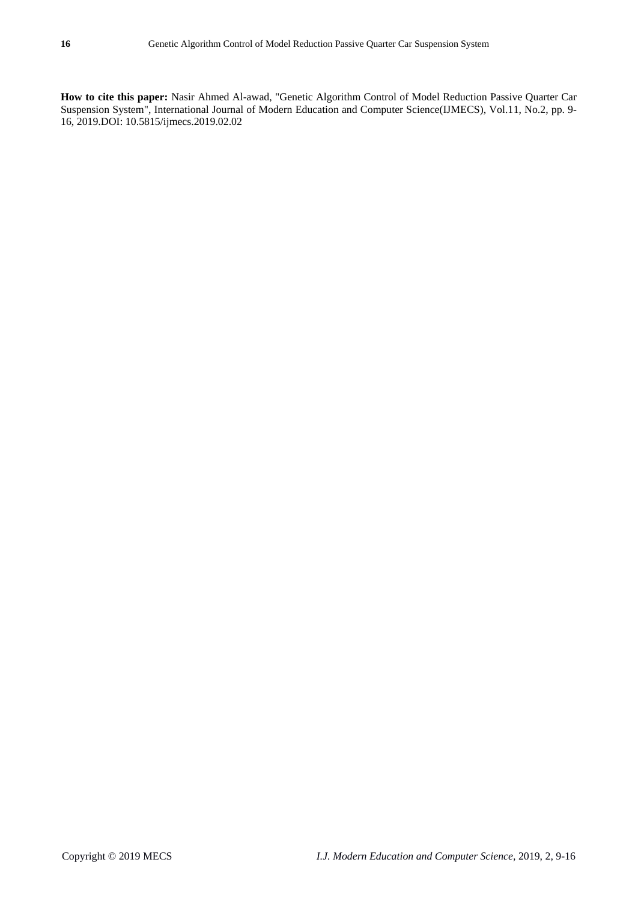**How to cite this paper:** Nasir Ahmed Al-awad, "Genetic Algorithm Control of Model Reduction Passive Quarter Car Suspension System", International Journal of Modern Education and Computer Science(IJMECS), Vol.11, No.2, pp. 9-16, 2019.DOI: 10.5815/ijmecs.2019.02.02